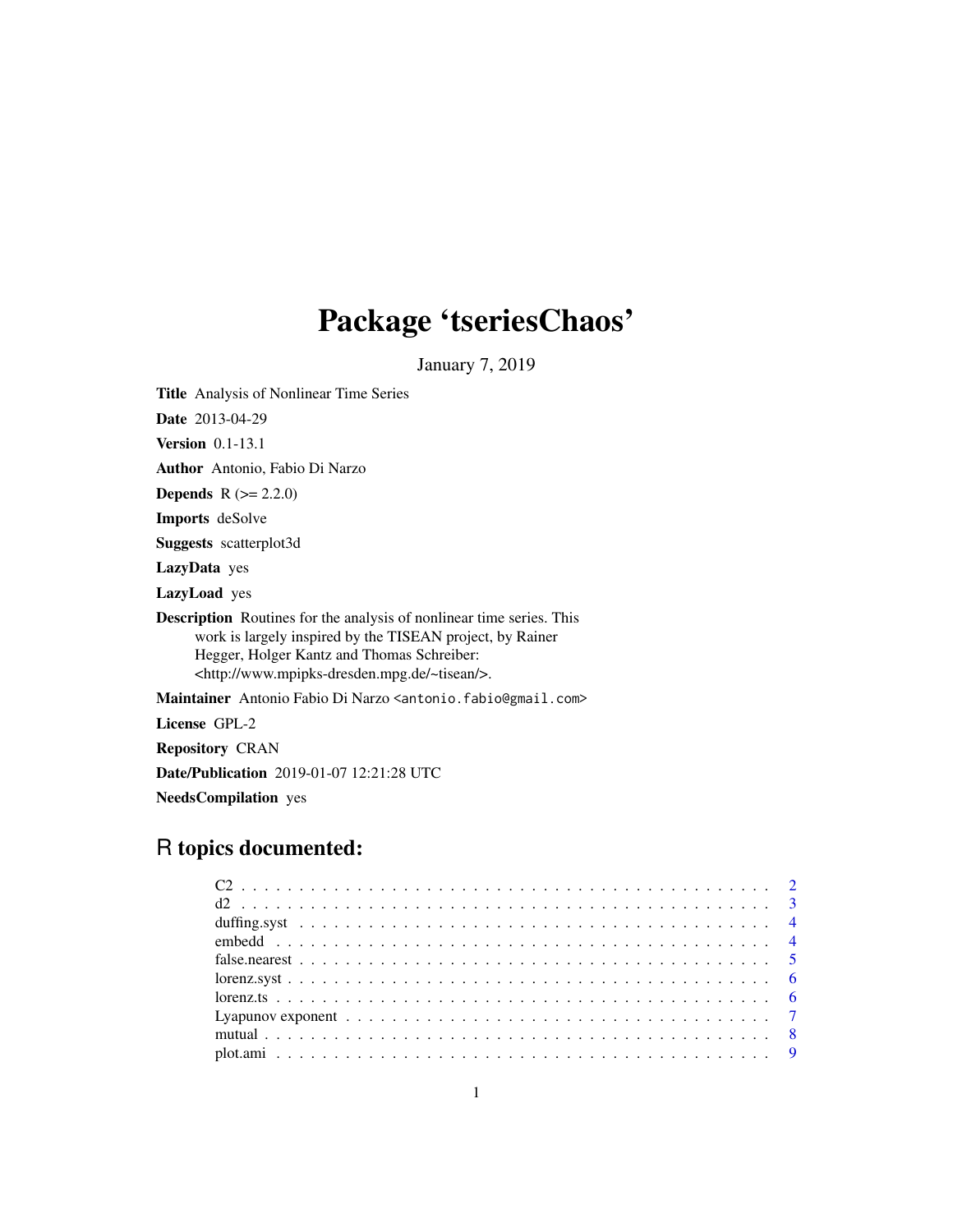# Package 'tseriesChaos'

January 7, 2019

**Title** Analysis of Nonlinear Time Series

**Date** 2013-04-29

**Version** 0.1-13.1

**Author** Antonio, Fabio Di Narzo

**Depends** R (>= 2.2.0)

**Imports** deSolve

**Suggests** scatterplot3d

**LazyData** yes

**LazyLoad** yes

**Description** Routines for the analysis of nonlinear time series. This work is largely inspired by the TISEAN project, by Rainer Hegger, Holger Kantz and Thomas Schreiber: <http://www.mpipks-dresden.mpg.de/~tisean/>.

**Maintainer** Antonio Fabio Di Narzo <antonio.fabio@gmail.com>

**License** GPL-2

**Repository** CRAN

**Date/Publication** 2019-01-07 12:21:28 UTC

**NeedsCompilation** yes

## R topics documented:

| | |
|---|---|
| C2 | 2 |
| d2 | 3 |
| duffing.syst | 4 |
| embedd | 4 |
| false.nearest | 5 |
| lorenz.syst | 6 |
| lorenz.ts | 6 |
| Lyapunov exponent | 7 |
| mutual | 8 |
| plot.ami | 9 |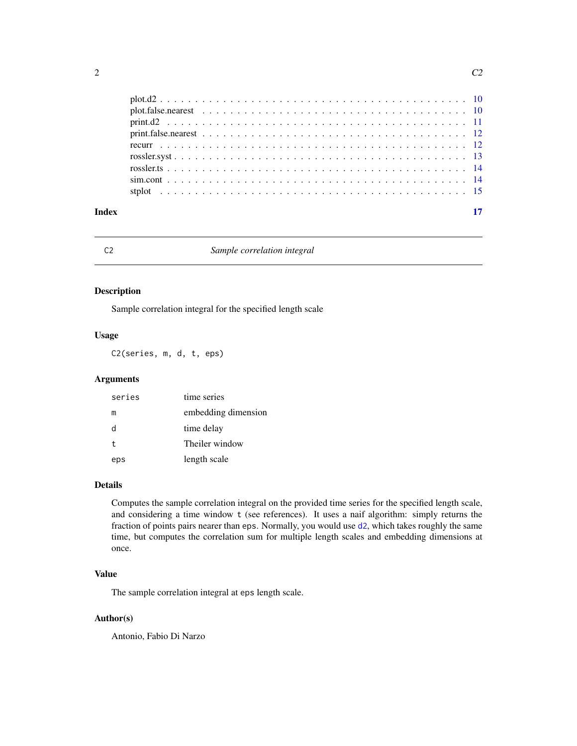plot.d2 . . . . . . . . . . . . . . . . . . . . . . . . . . . . . . . . . . . . . . . . . 10
plot.false.nearest . . . . . . . . . . . . . . . . . . . . . . . . . . . . . . . . . . . 10
print.d2 . . . . . . . . . . . . . . . . . . . . . . . . . . . . . . . . . . . . . . . . 11
print.false.nearest . . . . . . . . . . . . . . . . . . . . . . . . . . . . . . . . . . 12
recurr . . . . . . . . . . . . . . . . . . . . . . . . . . . . . . . . . . . . . . . . . 12
rossler.syst . . . . . . . . . . . . . . . . . . . . . . . . . . . . . . . . . . . . . . 13
rossler.ts . . . . . . . . . . . . . . . . . . . . . . . . . . . . . . . . . . . . . . . 14
sim.cont . . . . . . . . . . . . . . . . . . . . . . . . . . . . . . . . . . . . . . . . 14
stplot . . . . . . . . . . . . . . . . . . . . . . . . . . . . . . . . . . . . . . . . . 15

**Index** **17**

---

## C2 — *Sample correlation integral*

### Description

Sample correlation integral for the specified length scale

### Usage

```
C2(series, m, d, t, eps)
```

### Arguments

| | |
|---|---|
| `series` | time series |
| `m` | embedding dimension |
| `d` | time delay |
| `t` | Theiler window |
| `eps` | length scale |

### Details

Computes the sample correlation integral on the provided time series for the specified length scale, and considering a time window `t` (see references). It uses a naif algorithm: simply returns the fraction of points pairs nearer than `eps`. Normally, you would use `d2`, which takes roughly the same time, but computes the correlation sum for multiple length scales and embedding dimensions at once.

### Value

The sample correlation integral at `eps` length scale.

### Author(s)

Antonio, Fabio Di Narzo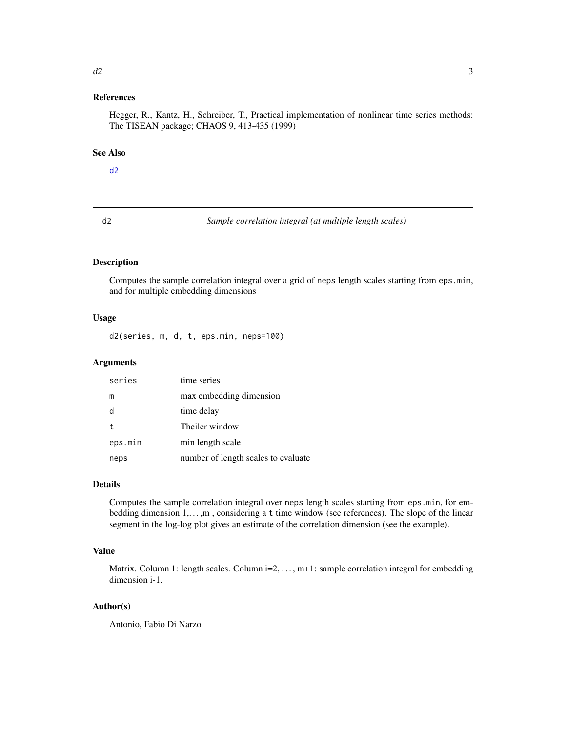### References

Hegger, R., Kantz, H., Schreiber, T., Practical implementation of nonlinear time series methods: The TISEAN package; CHAOS 9, 413-435 (1999)

### See Also

d2

---

## d2 — *Sample correlation integral (at multiple length scales)*

### Description

Computes the sample correlation integral over a grid of neps length scales starting from eps.min, and for multiple embedding dimensions

### Usage

```
d2(series, m, d, t, eps.min, neps=100)
```

### Arguments

| | |
|---|---|
| series | time series |
| m | max embedding dimension |
| d | time delay |
| t | Theiler window |
| eps.min | min length scale |
| neps | number of length scales to evaluate |

### Details

Computes the sample correlation integral over neps length scales starting from eps.min, for embedding dimension 1,...,m , considering a t time window (see references). The slope of the linear segment in the log-log plot gives an estimate of the correlation dimension (see the example).

### Value

Matrix. Column 1: length scales. Column i=2, ..., m+1: sample correlation integral for embedding dimension i-1.

### Author(s)

Antonio, Fabio Di Narzo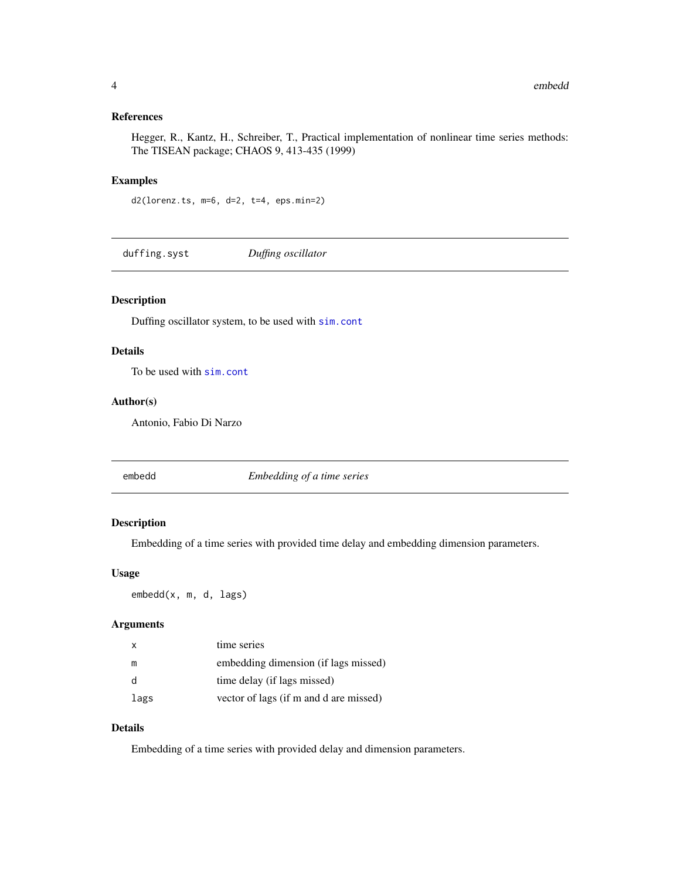### References

Hegger, R., Kantz, H., Schreiber, T., Practical implementation of nonlinear time series methods: The TISEAN package; CHAOS 9, 413-435 (1999)

### Examples

```
d2(lorenz.ts, m=6, d=2, t=4, eps.min=2)
```

## duffing.syst *Duffing oscillator*

### Description

Duffing oscillator system, to be used with sim.cont

### Details

To be used with sim.cont

### Author(s)

Antonio, Fabio Di Narzo

## embedd *Embedding of a time series*

### Description

Embedding of a time series with provided time delay and embedding dimension parameters.

### Usage

```
embedd(x, m, d, lags)
```

### Arguments

| | |
|---|---|
| x | time series |
| m | embedding dimension (if lags missed) |
| d | time delay (if lags missed) |
| lags | vector of lags (if m and d are missed) |

### Details

Embedding of a time series with provided delay and dimension parameters.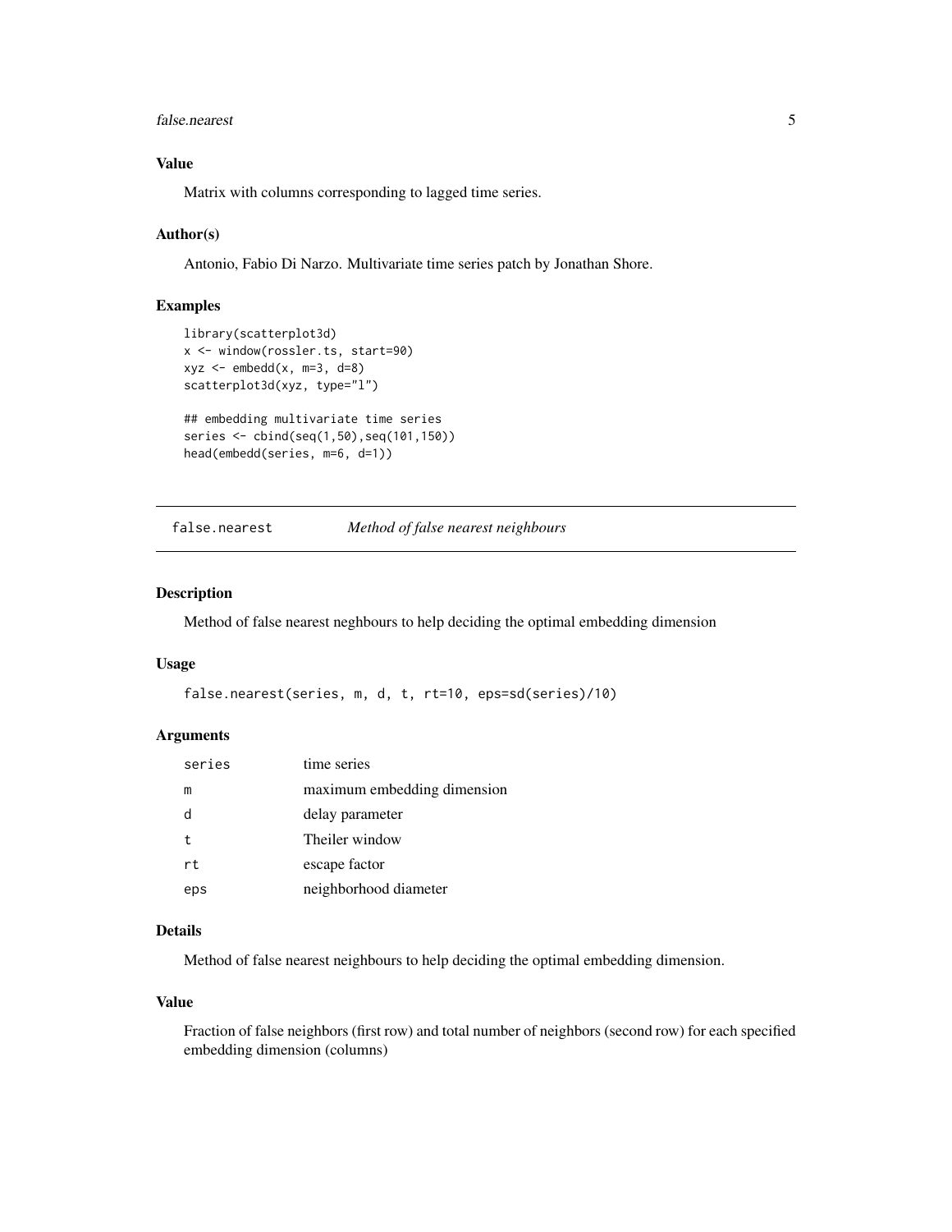### Value

Matrix with columns corresponding to lagged time series.

### Author(s)

Antonio, Fabio Di Narzo. Multivariate time series patch by Jonathan Shore.

### Examples

```
library(scatterplot3d)
x <- window(rossler.ts, start=90)
xyz <- embedd(x, m=3, d=8)
scatterplot3d(xyz, type="l")

## embedding multivariate time series
series <- cbind(seq(1,50),seq(101,150))
head(embedd(series, m=6, d=1))
```

## false.nearest *Method of false nearest neighbours*

### Description

Method of false nearest neghbours to help deciding the optimal embedding dimension

### Usage

```
false.nearest(series, m, d, t, rt=10, eps=sd(series)/10)
```

### Arguments

| | |
|---|---|
| series | time series |
| m | maximum embedding dimension |
| d | delay parameter |
| t | Theiler window |
| rt | escape factor |
| eps | neighborhood diameter |

### Details

Method of false nearest neighbours to help deciding the optimal embedding dimension.

### Value

Fraction of false neighbors (first row) and total number of neighbors (second row) for each specified embedding dimension (columns)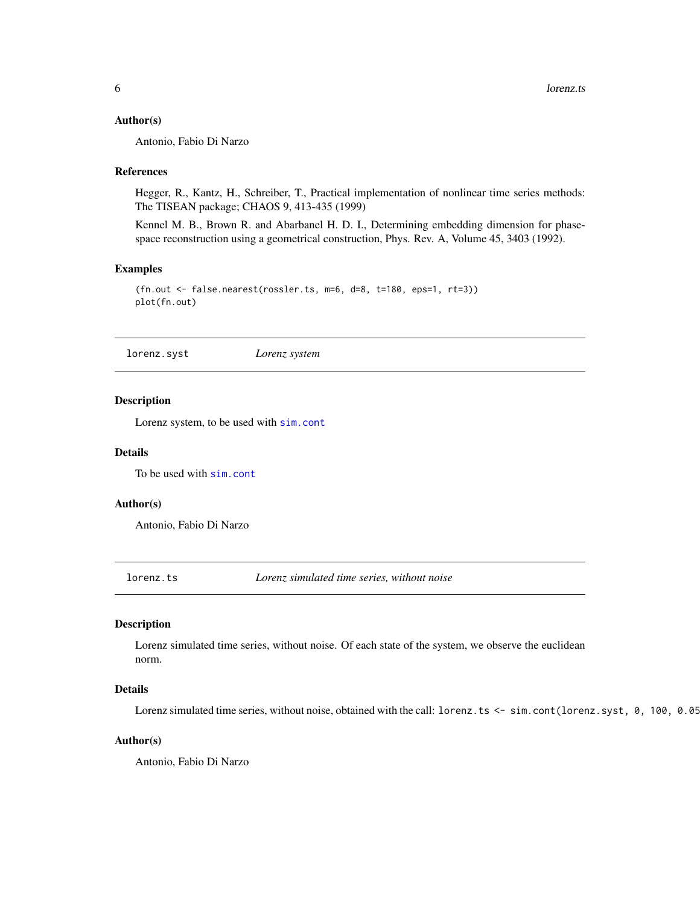### Author(s)

Antonio, Fabio Di Narzo

### References

Hegger, R., Kantz, H., Schreiber, T., Practical implementation of nonlinear time series methods: The TISEAN package; CHAOS 9, 413-435 (1999)

Kennel M. B., Brown R. and Abarbanel H. D. I., Determining embedding dimension for phase-space reconstruction using a geometrical construction, Phys. Rev. A, Volume 45, 3403 (1992).

### Examples

```
(fn.out <- false.nearest(rossler.ts, m=6, d=8, t=180, eps=1, rt=3))
plot(fn.out)
```

---

## lorenz.syst *Lorenz system*

### Description

Lorenz system, to be used with `sim.cont`

### Details

To be used with `sim.cont`

### Author(s)

Antonio, Fabio Di Narzo

---

## lorenz.ts *Lorenz simulated time series, without noise*

### Description

Lorenz simulated time series, without noise. Of each state of the system, we observe the euclidean norm.

### Details

Lorenz simulated time series, without noise, obtained with the call: `lorenz.ts <- sim.cont(lorenz.syst, 0, 100, 0.05`

### Author(s)

Antonio, Fabio Di Narzo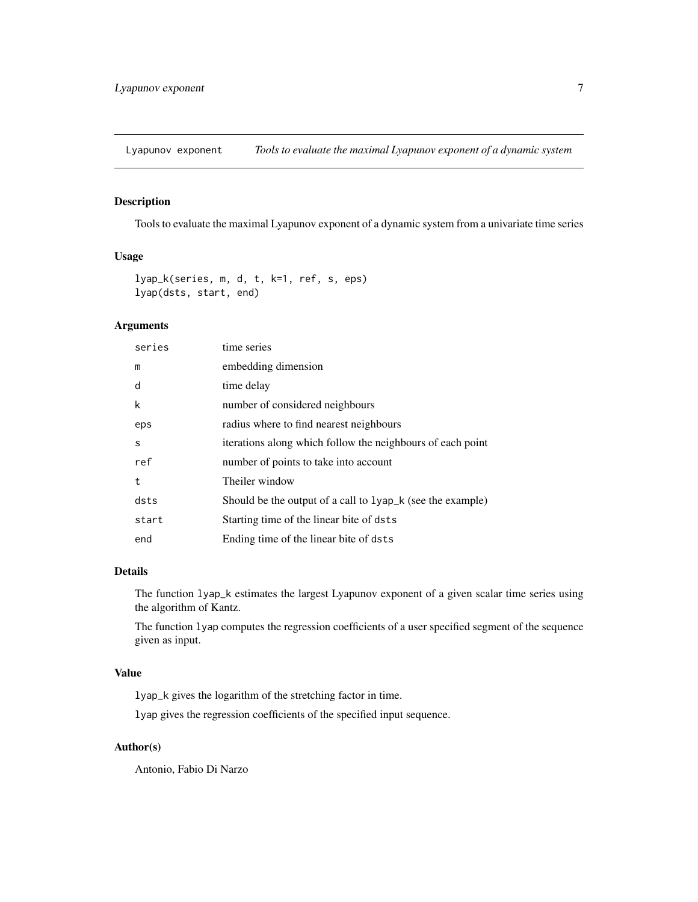## Lyapunov exponent — *Tools to evaluate the maximal Lyapunov exponent of a dynamic system*

### Description

Tools to evaluate the maximal Lyapunov exponent of a dynamic system from a univariate time series

### Usage

```
lyap_k(series, m, d, t, k=1, ref, s, eps)
lyap(dsts, start, end)
```

### Arguments

| | |
|---|---|
| `series` | time series |
| `m` | embedding dimension |
| `d` | time delay |
| `k` | number of considered neighbours |
| `eps` | radius where to find nearest neighbours |
| `s` | iterations along which follow the neighbours of each point |
| `ref` | number of points to take into account |
| `t` | Theiler window |
| `dsts` | Should be the output of a call to `lyap_k` (see the example) |
| `start` | Starting time of the linear bite of `dsts` |
| `end` | Ending time of the linear bite of `dsts` |

### Details

The function `lyap_k` estimates the largest Lyapunov exponent of a given scalar time series using the algorithm of Kantz.

The function `lyap` computes the regression coefficients of a user specified segment of the sequence given as input.

### Value

`lyap_k` gives the logarithm of the stretching factor in time.

`lyap` gives the regression coefficients of the specified input sequence.

### Author(s)

Antonio, Fabio Di Narzo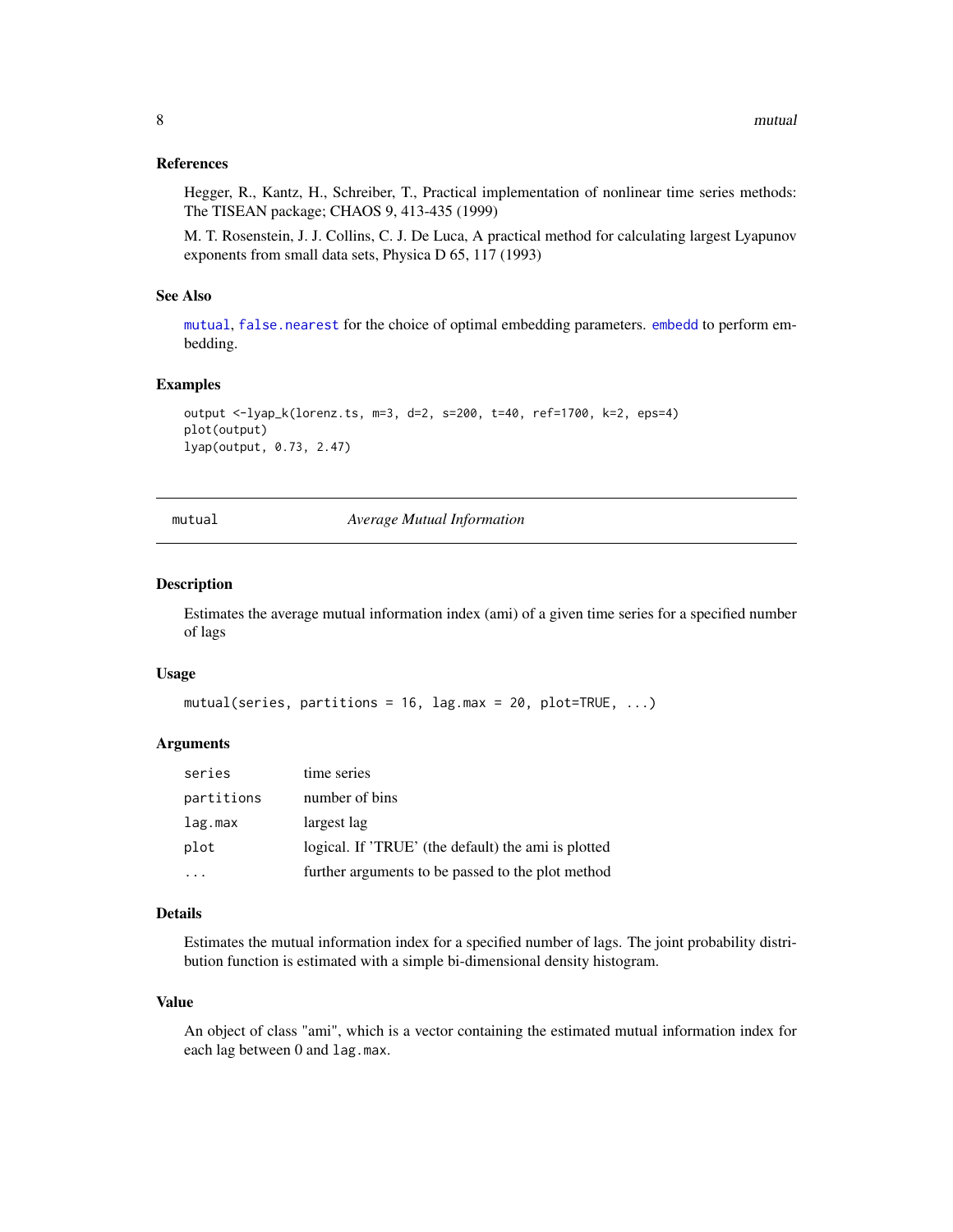### References

Hegger, R., Kantz, H., Schreiber, T., Practical implementation of nonlinear time series methods: The TISEAN package; CHAOS 9, 413-435 (1999)

M. T. Rosenstein, J. J. Collins, C. J. De Luca, A practical method for calculating largest Lyapunov exponents from small data sets, Physica D 65, 117 (1993)

### See Also

mutual, false.nearest for the choice of optimal embedding parameters. embedd to perform embedding.

### Examples

```
output <-lyap_k(lorenz.ts, m=3, d=2, s=200, t=40, ref=1700, k=2, eps=4)
plot(output)
lyap(output, 0.73, 2.47)
```

---

## mutual — *Average Mutual Information*

### Description

Estimates the average mutual information index (ami) of a given time series for a specified number of lags

### Usage

```
mutual(series, partitions = 16, lag.max = 20, plot=TRUE, ...)
```

### Arguments

| | |
|---|---|
| series | time series |
| partitions | number of bins |
| lag.max | largest lag |
| plot | logical. If 'TRUE' (the default) the ami is plotted |
| ... | further arguments to be passed to the plot method |

### Details

Estimates the mutual information index for a specified number of lags. The joint probability distribution function is estimated with a simple bi-dimensional density histogram.

### Value

An object of class "ami", which is a vector containing the estimated mutual information index for each lag between 0 and `lag.max`.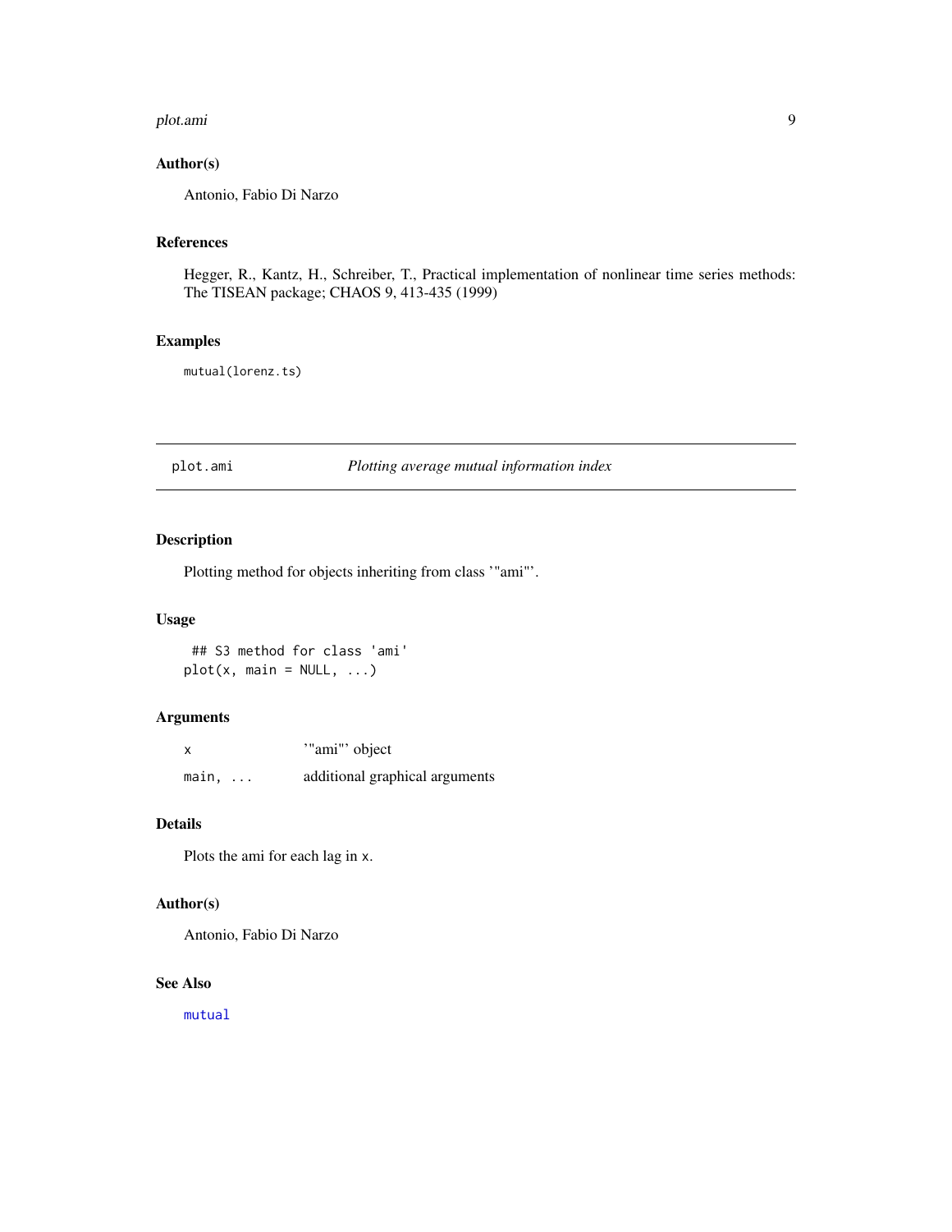### Author(s)

Antonio, Fabio Di Narzo

### References

Hegger, R., Kantz, H., Schreiber, T., Practical implementation of nonlinear time series methods: The TISEAN package; CHAOS 9, 413-435 (1999)

### Examples

```
mutual(lorenz.ts)
```

---

## plot.ami — *Plotting average mutual information index*

---

### Description

Plotting method for objects inheriting from class '"ami"'.

### Usage

```
## S3 method for class 'ami'
plot(x, main = NULL, ...)
```

### Arguments

| | |
|---|---|
| x | '"ami"' object |
| main, ... | additional graphical arguments |

### Details

Plots the ami for each lag in x.

### Author(s)

Antonio, Fabio Di Narzo

### See Also

mutual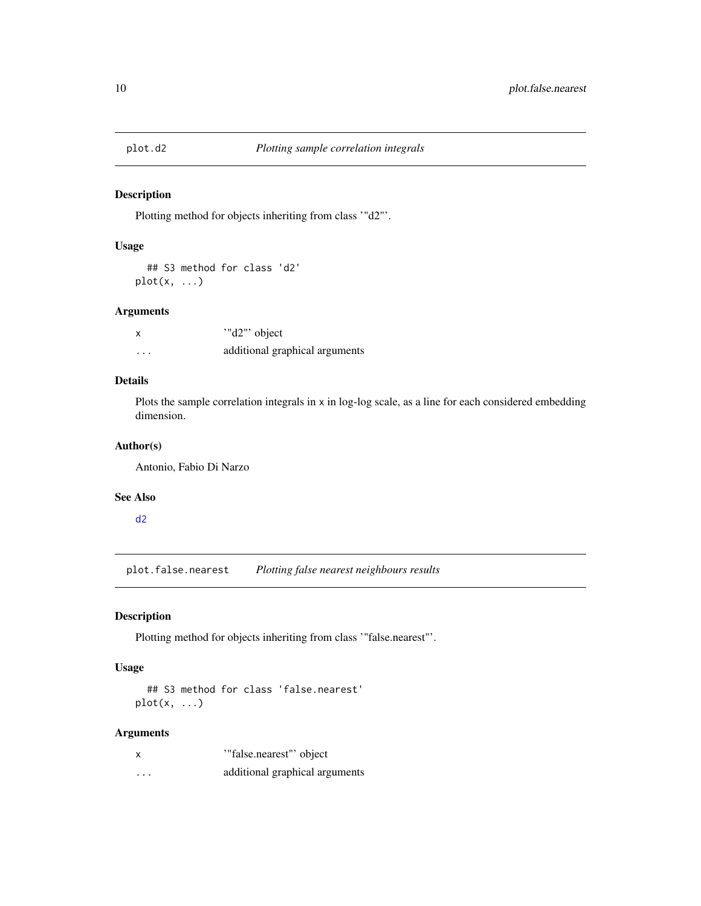## plot.d2 — *Plotting sample correlation integrals*

### Description

Plotting method for objects inheriting from class '"d2"'.

### Usage

```
## S3 method for class 'd2'
plot(x, ...)
```

### Arguments

| | |
|---|---|
| x | '"d2"' object |
| ... | additional graphical arguments |

### Details

Plots the sample correlation integrals in x in log-log scale, as a line for each considered embedding dimension.

### Author(s)

Antonio, Fabio Di Narzo

### See Also

d2

## plot.false.nearest — *Plotting false nearest neighbours results*

### Description

Plotting method for objects inheriting from class '"false.nearest"'.

### Usage

```
## S3 method for class 'false.nearest'
plot(x, ...)
```

### Arguments

| | |
|---|---|
| x | '"false.nearest"' object |
| ... | additional graphical arguments |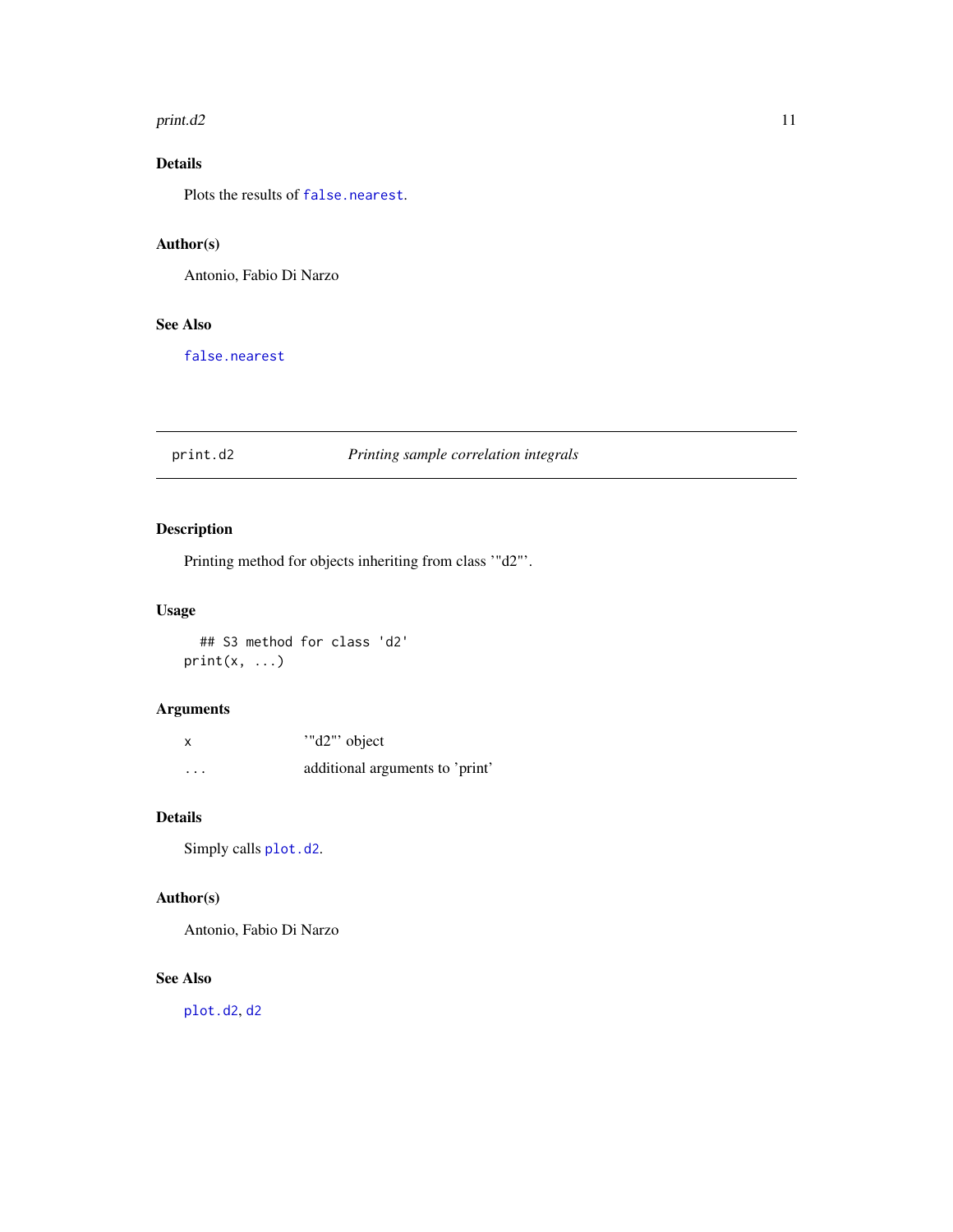### Details

Plots the results of false.nearest.

### Author(s)

Antonio, Fabio Di Narzo

### See Also

false.nearest

---

## print.d2 — *Printing sample correlation integrals*

---

### Description

Printing method for objects inheriting from class '"d2"'.

### Usage

```
## S3 method for class 'd2'
print(x, ...)
```

### Arguments

| | |
|---|---|
| x | '"d2"' object |
| ... | additional arguments to 'print' |

### Details

Simply calls plot.d2.

### Author(s)

Antonio, Fabio Di Narzo

### See Also

plot.d2, d2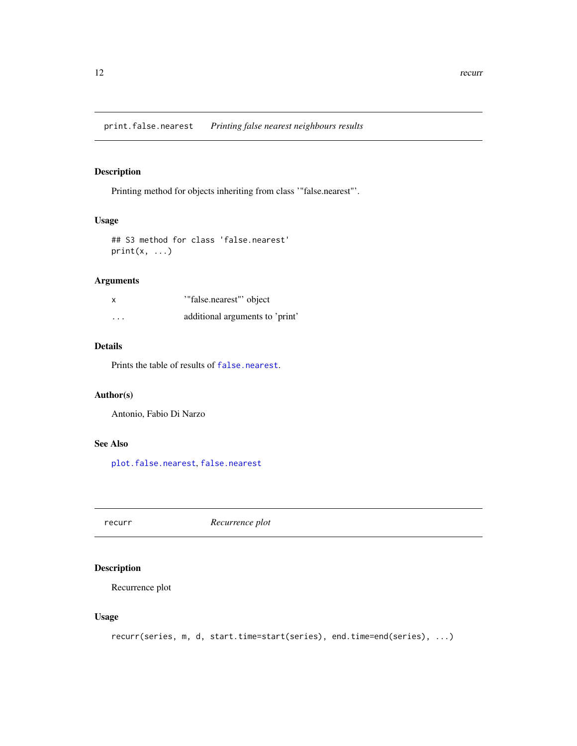## print.false.nearest *Printing false nearest neighbours results*

### Description

Printing method for objects inheriting from class '"false.nearest"'.

### Usage

```
## S3 method for class 'false.nearest'
print(x, ...)
```

### Arguments

| | |
|---|---|
| x | '"false.nearest"' object |
| ... | additional arguments to 'print' |

### Details

Prints the table of results of `false.nearest`.

### Author(s)

Antonio, Fabio Di Narzo

### See Also

`plot.false.nearest`, `false.nearest`

## recurr *Recurrence plot*

### Description

Recurrence plot

### Usage

```
recurr(series, m, d, start.time=start(series), end.time=end(series), ...)
```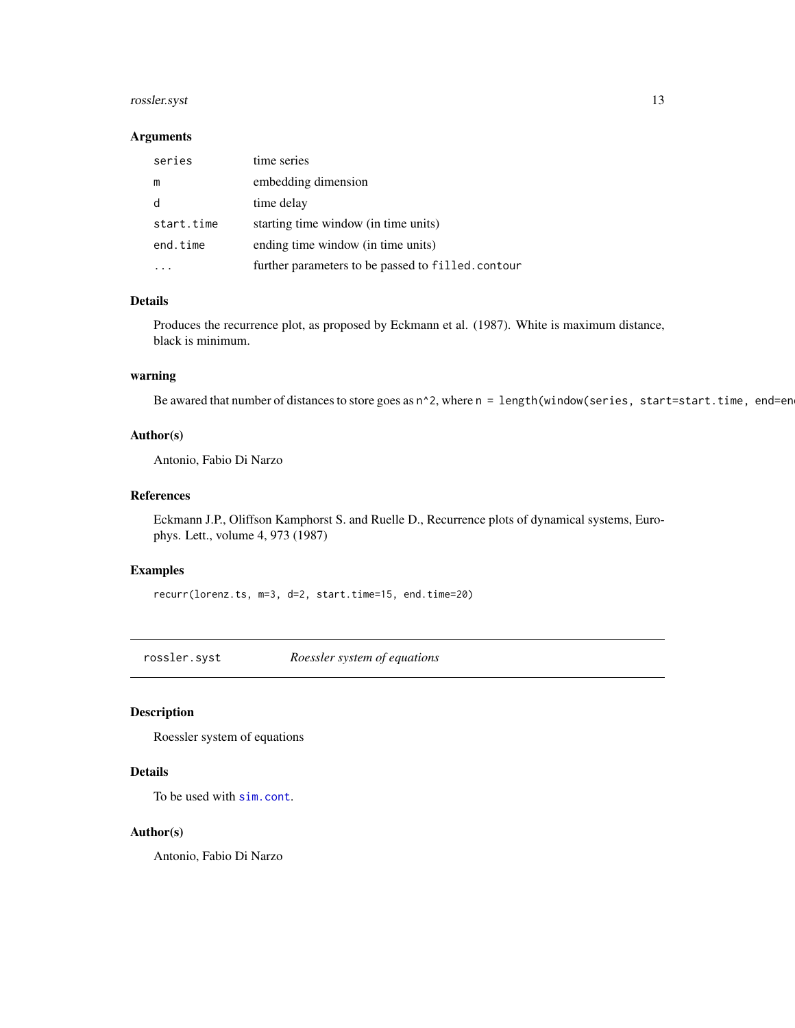### Arguments

| | |
|---|---|
| `series` | time series |
| `m` | embedding dimension |
| `d` | time delay |
| `start.time` | starting time window (in time units) |
| `end.time` | ending time window (in time units) |
| `...` | further parameters to be passed to `filled.contour` |

### Details

Produces the recurrence plot, as proposed by Eckmann et al. (1987). White is maximum distance, black is minimum.

### warning

Be awared that number of distances to store goes as `n^2`, where `n = length(window(series, start=start.time, end=en`

### Author(s)

Antonio, Fabio Di Narzo

### References

Eckmann J.P., Oliffson Kamphorst S. and Ruelle D., Recurrence plots of dynamical systems, Europhys. Lett., volume 4, 973 (1987)

### Examples

```
recurr(lorenz.ts, m=3, d=2, start.time=15, end.time=20)
```

---

## `rossler.syst` *Roessler system of equations*

---

### Description

Roessler system of equations

### Details

To be used with `sim.cont`.

### Author(s)

Antonio, Fabio Di Narzo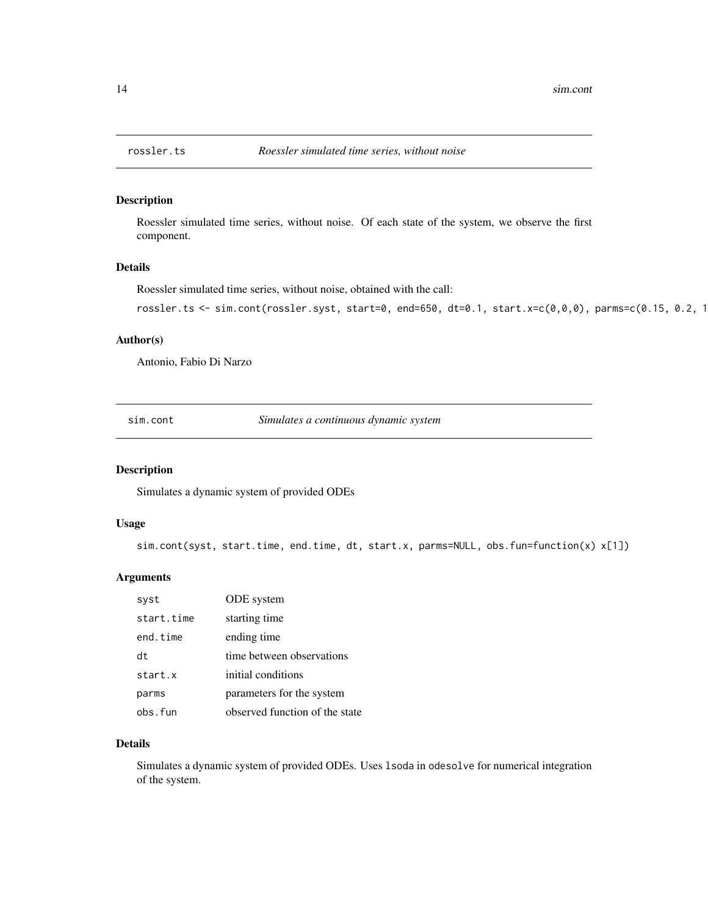## rossler.ts — *Roessler simulated time series, without noise*

### Description

Roessler simulated time series, without noise. Of each state of the system, we observe the first component.

### Details

Roessler simulated time series, without noise, obtained with the call:

```
rossler.ts <- sim.cont(rossler.syst, start=0, end=650, dt=0.1, start.x=c(0,0,0), parms=c(0.15, 0.2, 1
```

### Author(s)

Antonio, Fabio Di Narzo

## sim.cont — *Simulates a continuous dynamic system*

### Description

Simulates a dynamic system of provided ODEs

### Usage

```
sim.cont(syst, start.time, end.time, dt, start.x, parms=NULL, obs.fun=function(x) x[1])
```

### Arguments

| | |
|---|---|
| `syst` | ODE system |
| `start.time` | starting time |
| `end.time` | ending time |
| `dt` | time between observations |
| `start.x` | initial conditions |
| `parms` | parameters for the system |
| `obs.fun` | observed function of the state |

### Details

Simulates a dynamic system of provided ODEs. Uses `lsoda` in `odesolve` for numerical integration of the system.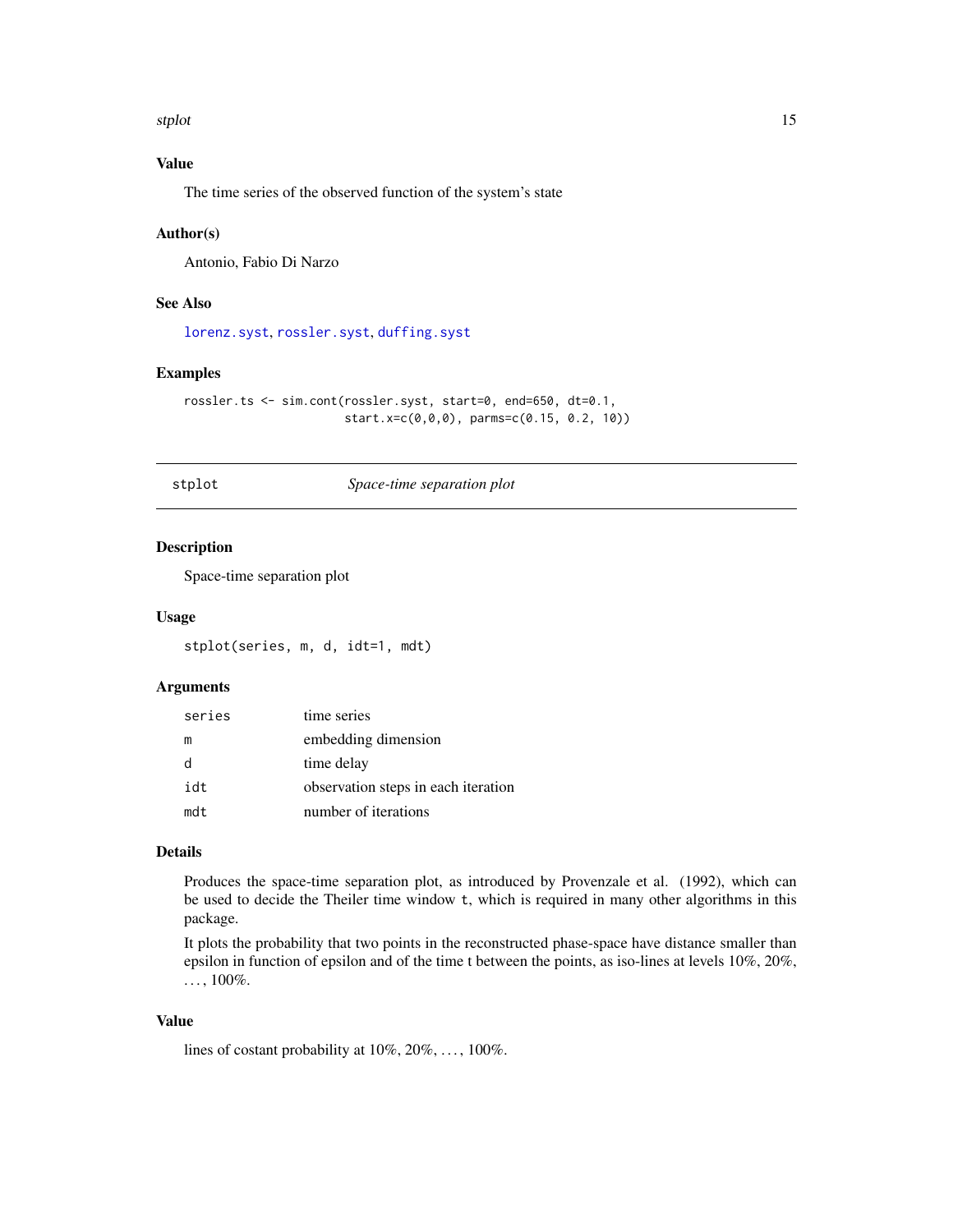### Value

The time series of the observed function of the system's state

### Author(s)

Antonio, Fabio Di Narzo

### See Also

lorenz.syst, rossler.syst, duffing.syst

### Examples

```
rossler.ts <- sim.cont(rossler.syst, start=0, end=650, dt=0.1,
                       start.x=c(0,0,0), parms=c(0.15, 0.2, 10))
```

---

## stplot — *Space-time separation plot*

---

### Description

Space-time separation plot

### Usage

```
stplot(series, m, d, idt=1, mdt)
```

### Arguments

| | |
|---|---|
| series | time series |
| m | embedding dimension |
| d | time delay |
| idt | observation steps in each iteration |
| mdt | number of iterations |

### Details

Produces the space-time separation plot, as introduced by Provenzale et al. (1992), which can be used to decide the Theiler time window `t`, which is required in many other algorithms in this package.

It plots the probability that two points in the reconstructed phase-space have distance smaller than epsilon in function of epsilon and of the time t between the points, as iso-lines at levels 10%, 20%, . . . , 100%.

### Value

lines of costant probability at 10%, 20%, . . . , 100%.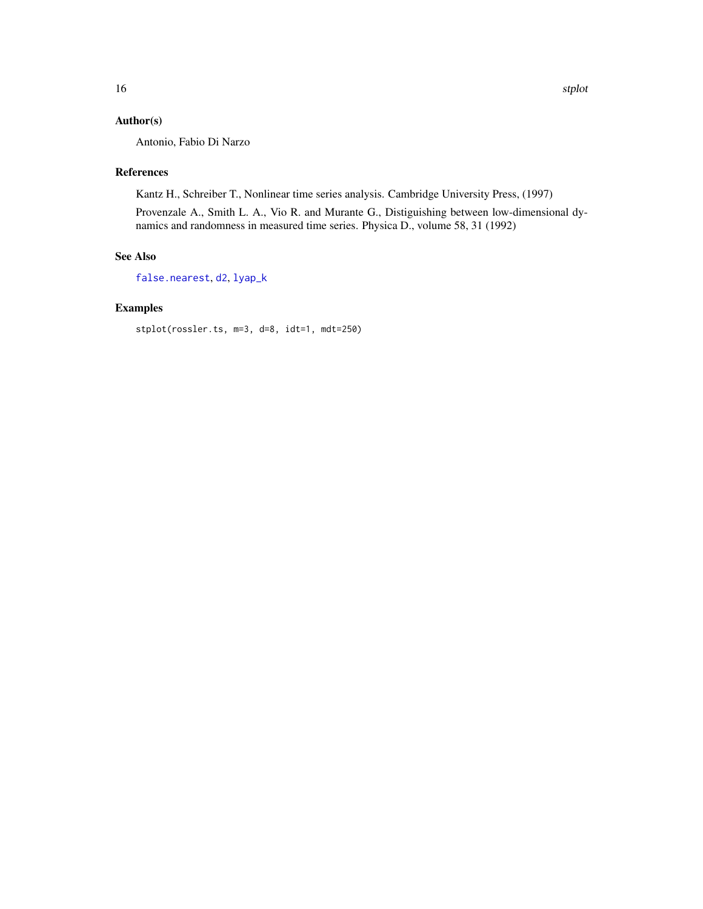### Author(s)

Antonio, Fabio Di Narzo

### References

Kantz H., Schreiber T., Nonlinear time series analysis. Cambridge University Press, (1997)

Provenzale A., Smith L. A., Vio R. and Murante G., Distiguishing between low-dimensional dynamics and randomness in measured time series. Physica D., volume 58, 31 (1992)

### See Also

false.nearest, d2, lyap_k

### Examples

```
stplot(rossler.ts, m=3, d=8, idt=1, mdt=250)
```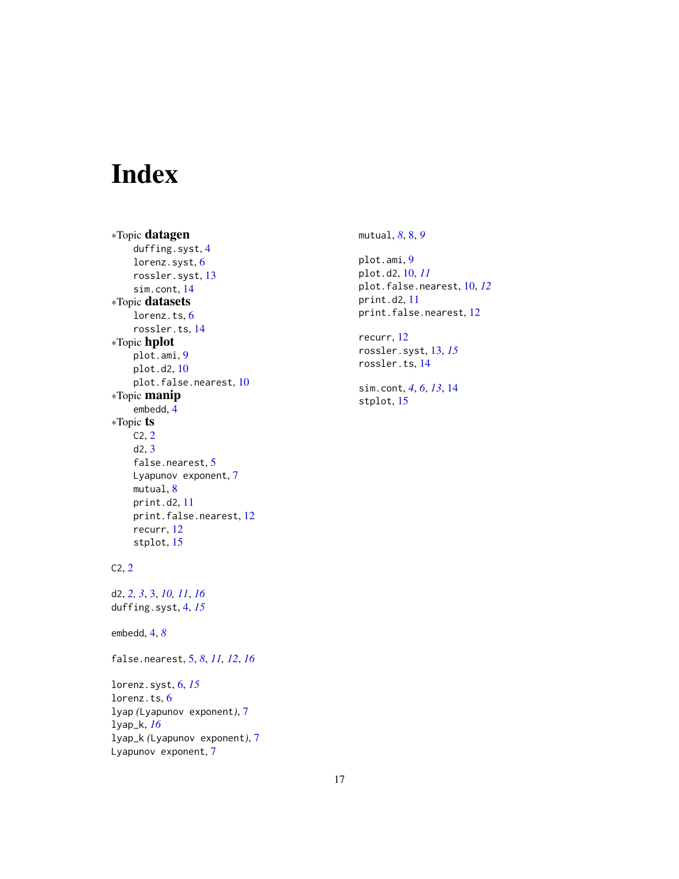# Index

*Topic **datagen**
- duffing.syst, 4
- lorenz.syst, 6
- rossler.syst, 13
- sim.cont, 14

*Topic **datasets**
- lorenz.ts, 6
- rossler.ts, 14

*Topic **hplot**
- plot.ami, 9
- plot.d2, 10
- plot.false.nearest, 10

*Topic **manip**
- embedd, 4

*Topic **ts**
- C2, 2
- d2, 3
- false.nearest, 5
- Lyapunov exponent, 7
- mutual, 8
- print.d2, 11
- print.false.nearest, 12
- recurr, 12
- stplot, 15

C2, 2

d2, *2, 3*, 3, *10, 11*, *16*
duffing.syst, 4, *15*

embedd, 4, *8*

false.nearest, 5, *8*, *11, 12*, *16*

lorenz.syst, 6, *15*
lorenz.ts, 6
lyap *(*Lyapunov exponent*)*, 7
lyap_k, *16*
lyap_k *(*Lyapunov exponent*)*, 7
Lyapunov exponent, 7

mutual, *8*, 8, *9*

plot.ami, 9
plot.d2, 10, *11*
plot.false.nearest, 10, *12*
print.d2, 11
print.false.nearest, 12

recurr, 12
rossler.syst, 13, *15*
rossler.ts, 14

sim.cont, *4*, *6*, *13*, 14
stplot, 15